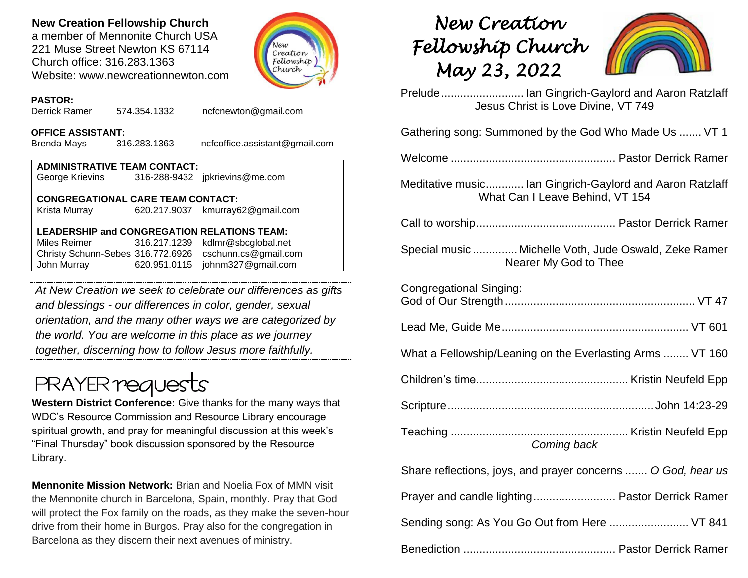**New Creation Fellowship Church**
a member of Mennonite Church USA
221 Muse Street Newton KS 67114
Church office: 316.283.1363
Website: www.newcreationnewton.com

**PASTOR:**
Derrick Ramer 574.354.1332 ncfcnewton@gmail.com

**OFFICE ASSISTANT:**
Brenda Mays 316.283.1363 ncfcoffice.assistant@gmail.com

**ADMINISTRATIVE TEAM CONTACT:**
George Krievins 316-288-9432 jpkrievins@me.com

**CONGREGATIONAL CARE TEAM CONTACT:**
Krista Murray 620.217.9037 kmurray62@gmail.com

**LEADERSHIP and CONGREGATION RELATIONS TEAM:**
Miles Reimer 316.217.1239 kdlmr@sbcglobal.net
Christy Schunn-Sebes 316.772.6926 cschunn.cs@gmail.com
John Murray 620.951.0115 johnm327@gmail.com

*At New Creation we seek to celebrate our differences as gifts and blessings - our differences in color, gender, sexual orientation, and the many other ways we are categorized by the world. You are welcome in this place as we journey together, discerning how to follow Jesus more faithfully.*

## PRAYER requests

**Western District Conference:** Give thanks for the many ways that WDC's Resource Commission and Resource Library encourage spiritual growth, and pray for meaningful discussion at this week's "Final Thursday" book discussion sponsored by the Resource Library.

**Mennonite Mission Network:** Brian and Noelia Fox of MMN visit the Mennonite church in Barcelona, Spain, monthly. Pray that God will protect the Fox family on the roads, as they make the seven-hour drive from their home in Burgos. Pray also for the congregation in Barcelona as they discern their next avenues of ministry.

# New Creation Fellowship Church
# May 23, 2022

Prelude .......................... Ian Gingrich-Gaylord and Aaron Ratzlaff
Jesus Christ is Love Divine, VT 749

Gathering song: Summoned by the God Who Made Us ....... VT 1

Welcome .................................................... Pastor Derrick Ramer

Meditative music............ Ian Gingrich-Gaylord and Aaron Ratzlaff
What Can I Leave Behind, VT 154

Call to worship............................................ Pastor Derrick Ramer

Special music .............. Michelle Voth, Jude Oswald, Zeke Ramer
Nearer My God to Thee

Congregational Singing:
God of Our Strength............................................................ VT 47

Lead Me, Guide Me........................................................... VT 601

What a Fellowship/Leaning on the Everlasting Arms ........ VT 160

Children's time............................................... Kristin Neufeld Epp

Scripture.................................................................John 14:23-29

Teaching ....................................................... Kristin Neufeld Epp
*Coming back*

Share reflections, joys, and prayer concerns ....... *O God, hear us*

Prayer and candle lighting.......................... Pastor Derrick Ramer

Sending song: As You Go Out from Here ......................... VT 841

Benediction ................................................ Pastor Derrick Ramer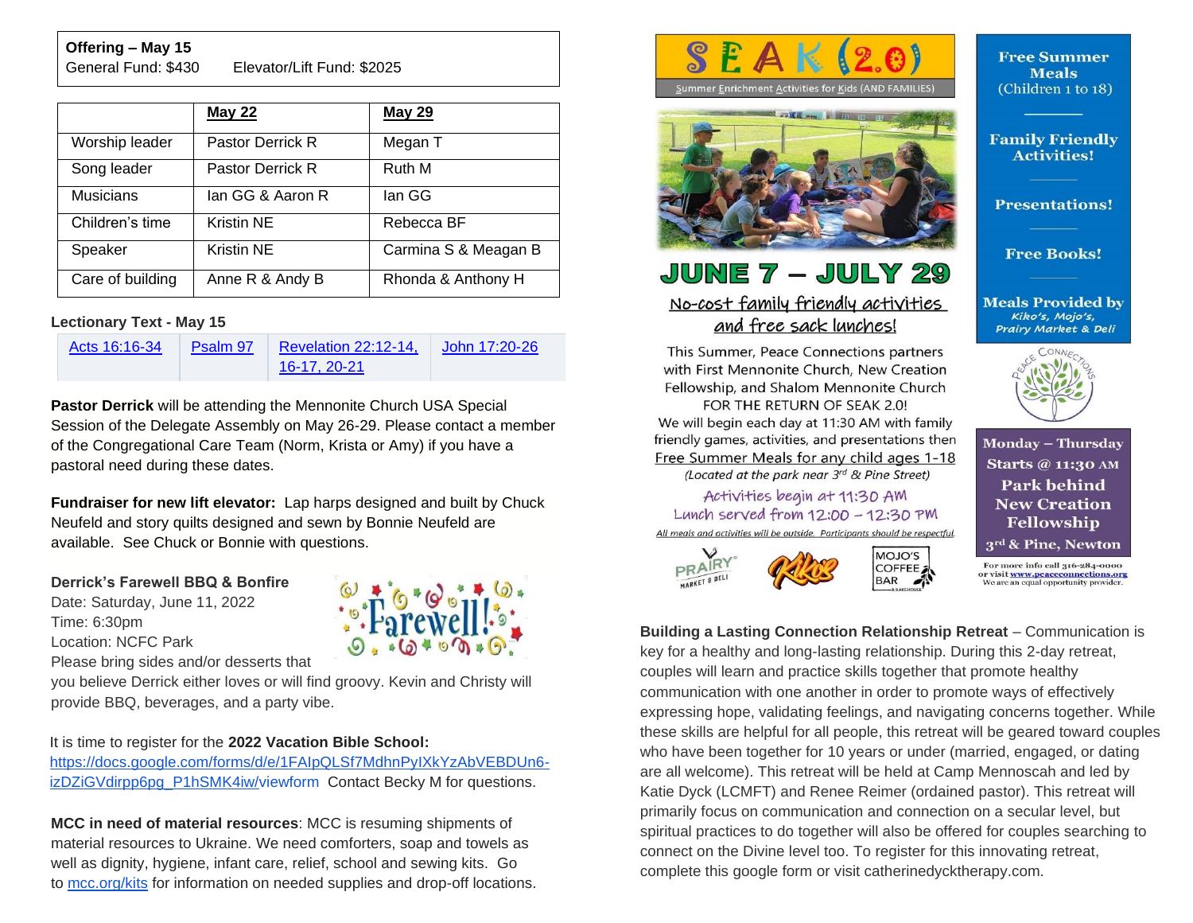**Offering – May 15**
General Fund: $430 Elevator/Lift Fund: $2025

| | May 22 | May 29 |
|---|---|---|
| Worship leader | Pastor Derrick R | Megan T |
| Song leader | Pastor Derrick R | Ruth M |
| Musicians | Ian GG & Aaron R | Ian GG |
| Children's time | Kristin NE | Rebecca BF |
| Speaker | Kristin NE | Carmina S & Meagan B |
| Care of building | Anne R & Andy B | Rhonda & Anthony H |

**Lectionary Text - May 15**

| | | | |
|---|---|---|---|
| Acts 16:16-34 | Psalm 97 | Revelation 22:12-14, 16-17, 20-21 | John 17:20-26 |

**Pastor Derrick** will be attending the Mennonite Church USA Special Session of the Delegate Assembly on May 26-29. Please contact a member of the Congregational Care Team (Norm, Krista or Amy) if you have a pastoral need during these dates.

**Fundraiser for new lift elevator:** Lap harps designed and built by Chuck Neufeld and story quilts designed and sewn by Bonnie Neufeld are available. See Chuck or Bonnie with questions.

**Derrick's Farewell BBQ & Bonfire**
Date: Saturday, June 11, 2022
Time: 6:30pm
Location: NCFC Park
Please bring sides and/or desserts that you believe Derrick either loves or will find groovy. Kevin and Christy will provide BBQ, beverages, and a party vibe.

Farewell!

It is time to register for the **2022 Vacation Bible School:** https://docs.google.com/forms/d/e/1FAIpQLSf7MdhnPyIXkYzAbVEBDUn6-izDZiGVdirpp6pg_P1hSMK4iw/viewform Contact Becky M for questions.

**MCC in need of material resources**: MCC is resuming shipments of material resources to Ukraine. We need comforters, soap and towels as well as dignity, hygiene, infant care, relief, school and sewing kits. Go to mcc.org/kits for information on needed supplies and drop-off locations.

# SEAK (2.0)

Summer Enrichment Activities for Kids (AND FAMILIES)

## JUNE 7 – JULY 29

No-cost family friendly activities and free sack lunches!

This Summer, Peace Connections partners with First Mennonite Church, New Creation Fellowship, and Shalom Mennonite Church FOR THE RETURN OF SEAK 2.0!
We will begin each day at 11:30 AM with family friendly games, activities, and presentations then Free Summer Meals for any child ages 1-18
*(Located at the park near 3rd & Pine Street)*

Activities begin at 11:30 AM
Lunch served from 12:00 – 12:30 PM

All meals and activities will be outside. Participants should be respectful.

Prairy Market & Deli | Kiko's | Mojo's Coffee Bar

**Free Summer Meals**
(Children 1 to 18)

**Family Friendly Activities!**

**Presentations!**

**Free Books!**

**Meals Provided by**
Kiko's, Mojo's, Prairy Market & Deli

Peace Connections

**Monday – Thursday**
**Starts @ 11:30 AM**
**Park behind New Creation Fellowship**
**3rd & Pine, Newton**

For more info call 316-284-0000 or visit www.peaceconnections.org
We are an equal opportunity provider.

**Building a Lasting Connection Relationship Retreat** – Communication is key for a healthy and long-lasting relationship. During this 2-day retreat, couples will learn and practice skills together that promote healthy communication with one another in order to promote ways of effectively expressing hope, validating feelings, and navigating concerns together. While these skills are helpful for all people, this retreat will be geared toward couples who have been together for 10 years or under (married, engaged, or dating are all welcome). This retreat will be held at Camp Mennoscah and led by Katie Dyck (LCMFT) and Renee Reimer (ordained pastor). This retreat will primarily focus on communication and connection on a secular level, but spiritual practices to do together will also be offered for couples searching to connect on the Divine level too. To register for this innovating retreat, complete this google form or visit catherinedycktherapy.com.